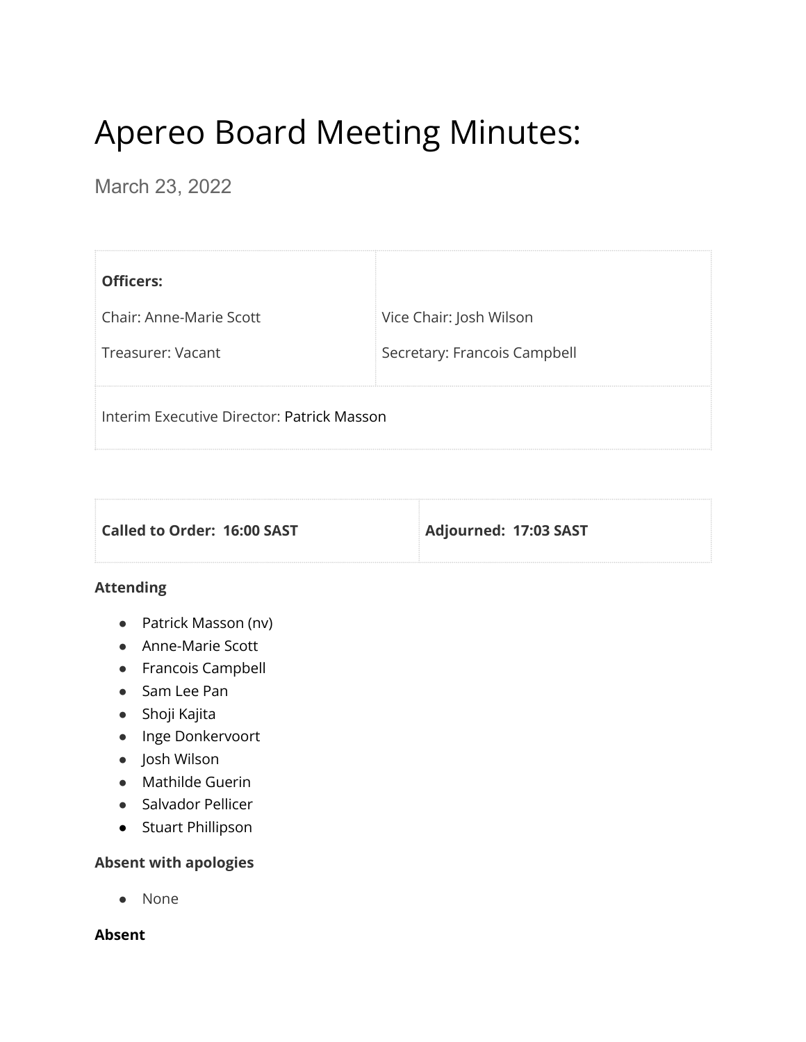# Apereo Board Meeting Minutes:

March 23, 2022

| **Officers:** | |
| --- | --- |
| Chair: Anne-Marie Scott | Vice Chair: Josh Wilson |
| Treasurer: Vacant | Secretary: Francois Campbell |
| Interim Executive Director: Patrick Masson | |

| **Called to Order: 16:00 SAST** | **Adjourned: 17:03 SAST** |
| --- | --- |

**Attending**

- Patrick Masson (nv)
- Anne-Marie Scott
- Francois Campbell
- Sam Lee Pan
- Shoji Kajita
- Inge Donkervoort
- Josh Wilson
- Mathilde Guerin
- Salvador Pellicer
- Stuart Phillipson

**Absent with apologies**

- None

**Absent**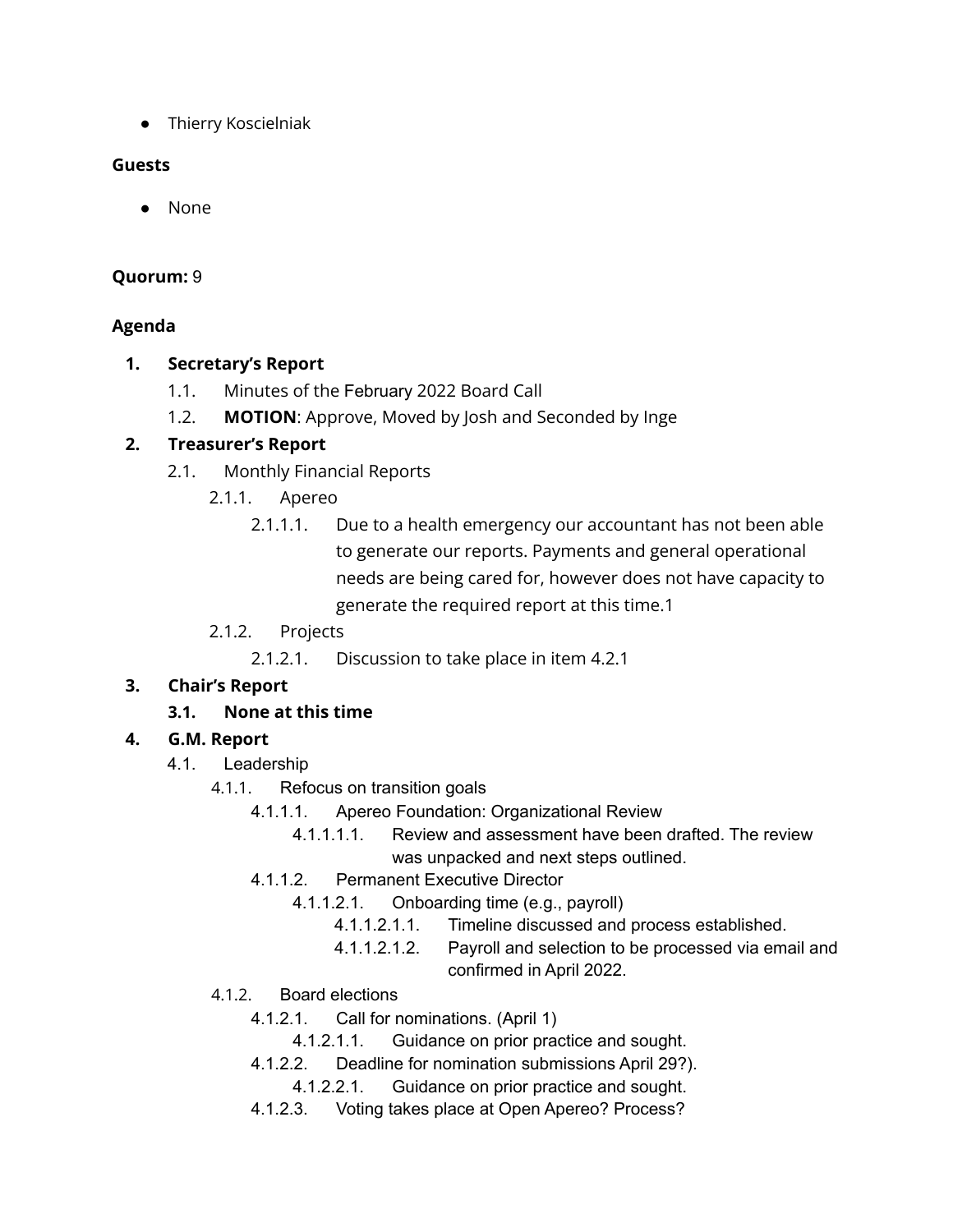- Thierry Koscielniak

**Guests**

- None

**Quorum:** 9

**Agenda**

1. **Secretary's Report**
   - 1.1. Minutes of the February 2022 Board Call
   - 1.2. **MOTION**: Approve, Moved by Josh and Seconded by Inge
2. **Treasurer's Report**
   - 2.1. Monthly Financial Reports
     - 2.1.1. Apereo
       - 2.1.1.1. Due to a health emergency our accountant has not been able to generate our reports. Payments and general operational needs are being cared for, however does not have capacity to generate the required report at this time.1
     - 2.1.2. Projects
       - 2.1.2.1. Discussion to take place in item 4.2.1
3. **Chair's Report**
   - **3.1. None at this time**
4. **G.M. Report**
   - 4.1. Leadership
     - 4.1.1. Refocus on transition goals
       - 4.1.1.1. Apereo Foundation: Organizational Review
         - 4.1.1.1.1. Review and assessment have been drafted. The review was unpacked and next steps outlined.
       - 4.1.1.2. Permanent Executive Director
         - 4.1.1.2.1. Onboarding time (e.g., payroll)
           - 4.1.1.2.1.1. Timeline discussed and process established.
           - 4.1.1.2.1.2. Payroll and selection to be processed via email and confirmed in April 2022.
     - 4.1.2. Board elections
       - 4.1.2.1. Call for nominations. (April 1)
         - 4.1.2.1.1. Guidance on prior practice and sought.
       - 4.1.2.2. Deadline for nomination submissions April 29?).
         - 4.1.2.2.1. Guidance on prior practice and sought.
       - 4.1.2.3. Voting takes place at Open Apereo? Process?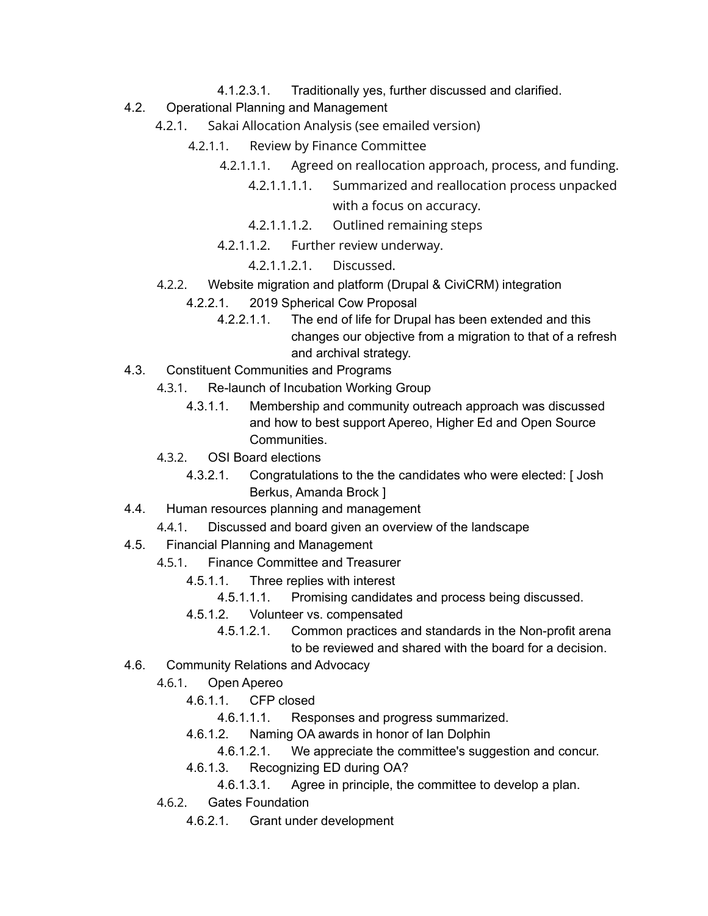- 4.1.2.3.1. Traditionally yes, further discussed and clarified.

- 4.2. Operational Planning and Management
  - 4.2.1. Sakai Allocation Analysis (see emailed version)
    - 4.2.1.1. Review by Finance Committee
      - 4.2.1.1.1. Agreed on reallocation approach, process, and funding.
        - 4.2.1.1.1.1. Summarized and reallocation process unpacked with a focus on accuracy.
        - 4.2.1.1.1.2. Outlined remaining steps
      - 4.2.1.1.2. Further review underway.
        - 4.2.1.1.2.1. Discussed.
  - 4.2.2. Website migration and platform (Drupal & CiviCRM) integration
    - 4.2.2.1. 2019 Spherical Cow Proposal
      - 4.2.2.1.1. The end of life for Drupal has been extended and this changes our objective from a migration to that of a refresh and archival strategy.
- 4.3. Constituent Communities and Programs
  - 4.3.1. Re-launch of Incubation Working Group
    - 4.3.1.1. Membership and community outreach approach was discussed and how to best support Apereo, Higher Ed and Open Source Communities.
  - 4.3.2. OSI Board elections
    - 4.3.2.1. Congratulations to the the candidates who were elected: [ Josh Berkus, Amanda Brock ]
- 4.4. Human resources planning and management
  - 4.4.1. Discussed and board given an overview of the landscape
- 4.5. Financial Planning and Management
  - 4.5.1. Finance Committee and Treasurer
    - 4.5.1.1. Three replies with interest
      - 4.5.1.1.1. Promising candidates and process being discussed.
    - 4.5.1.2. Volunteer vs. compensated
      - 4.5.1.2.1. Common practices and standards in the Non-profit arena to be reviewed and shared with the board for a decision.
- 4.6. Community Relations and Advocacy
  - 4.6.1. Open Apereo
    - 4.6.1.1. CFP closed
      - 4.6.1.1.1. Responses and progress summarized.
    - 4.6.1.2. Naming OA awards in honor of Ian Dolphin
      - 4.6.1.2.1. We appreciate the committee's suggestion and concur.
    - 4.6.1.3. Recognizing ED during OA?
      - 4.6.1.3.1. Agree in principle, the committee to develop a plan.
  - 4.6.2. Gates Foundation
    - 4.6.2.1. Grant under development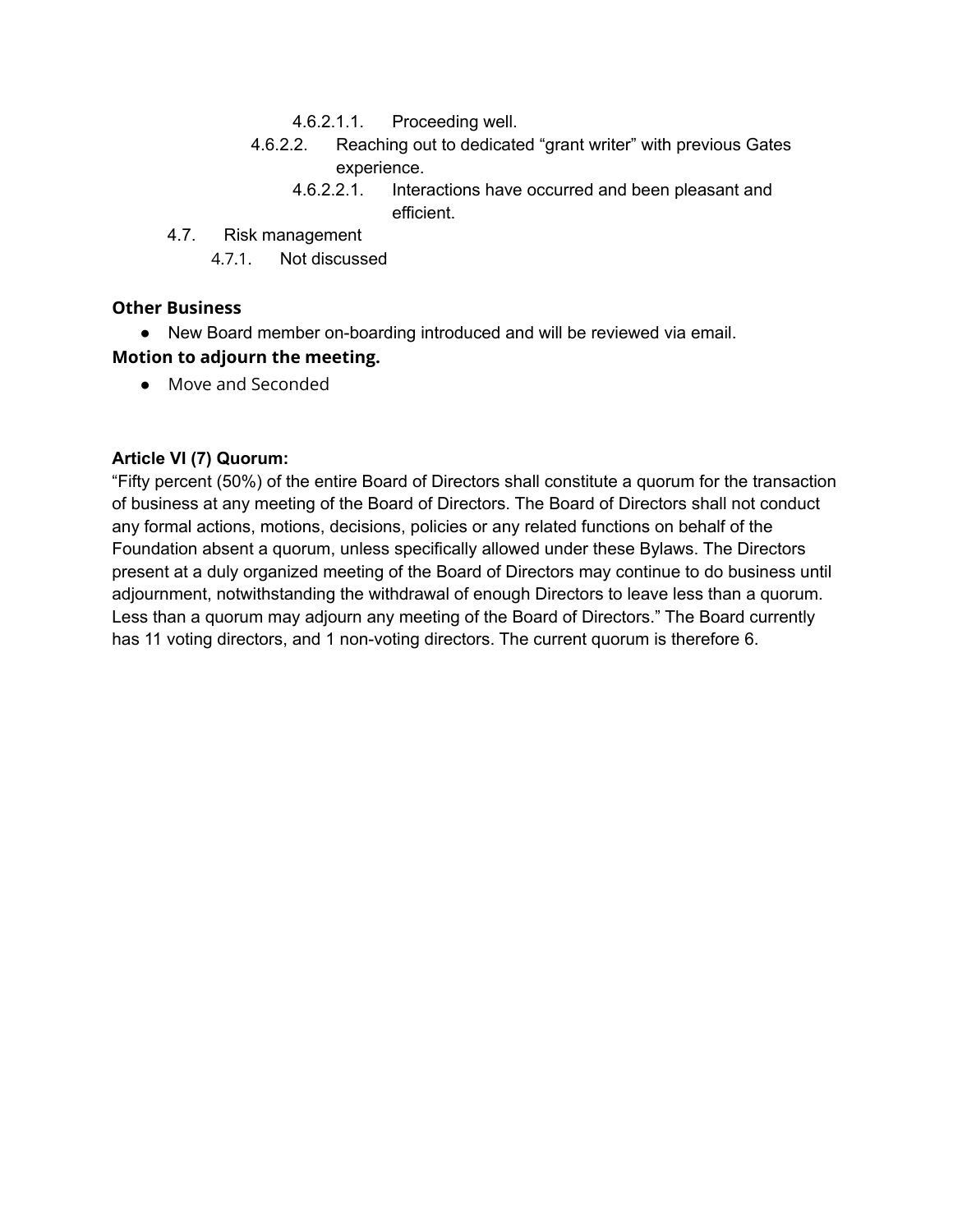- 4.6.2.1.1. Proceeding well.
- 4.6.2.2. Reaching out to dedicated "grant writer" with previous Gates experience.
  - 4.6.2.2.1. Interactions have occurred and been pleasant and efficient.
- 4.7. Risk management
  - 4.7.1. Not discussed

**Other Business**

- New Board member on-boarding introduced and will be reviewed via email.

**Motion to adjourn the meeting.**

- Move and Seconded

**Article VI (7) Quorum:**

"Fifty percent (50%) of the entire Board of Directors shall constitute a quorum for the transaction of business at any meeting of the Board of Directors. The Board of Directors shall not conduct any formal actions, motions, decisions, policies or any related functions on behalf of the Foundation absent a quorum, unless specifically allowed under these Bylaws. The Directors present at a duly organized meeting of the Board of Directors may continue to do business until adjournment, notwithstanding the withdrawal of enough Directors to leave less than a quorum. Less than a quorum may adjourn any meeting of the Board of Directors." The Board currently has 11 voting directors, and 1 non-voting directors. The current quorum is therefore 6.